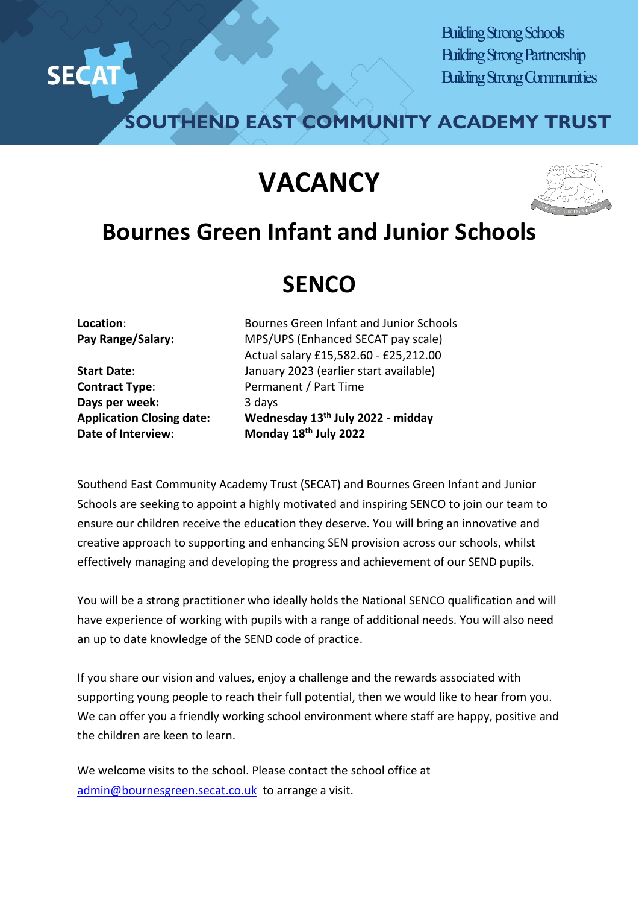SECAT

Building Strong Schools
Building Strong Partnership
Building Strong Communities

SOUTHEND EAST COMMUNITY ACADEMY TRUST

# VACANCY

## Bournes Green Infant and Junior Schools

## SENCO

| | |
|---|---|
| **Location**: | Bournes Green Infant and Junior Schools |
| **Pay Range/Salary:** | MPS/UPS (Enhanced SECAT pay scale)<br>Actual salary £15,582.60 - £25,212.00 |
| **Start Date**: | January 2023 (earlier start available) |
| **Contract Type**: | Permanent / Part Time |
| **Days per week:** | 3 days |
| **Application Closing date:** | **Wednesday 13th July 2022 - midday** |
| **Date of Interview:** | **Monday 18th July 2022** |

Southend East Community Academy Trust (SECAT) and Bournes Green Infant and Junior Schools are seeking to appoint a highly motivated and inspiring SENCO to join our team to ensure our children receive the education they deserve. You will bring an innovative and creative approach to supporting and enhancing SEN provision across our schools, whilst effectively managing and developing the progress and achievement of our SEND pupils.

You will be a strong practitioner who ideally holds the National SENCO qualification and will have experience of working with pupils with a range of additional needs. You will also need an up to date knowledge of the SEND code of practice.

If you share our vision and values, enjoy a challenge and the rewards associated with supporting young people to reach their full potential, then we would like to hear from you. We can offer you a friendly working school environment where staff are happy, positive and the children are keen to learn.

We welcome visits to the school. Please contact the school office at [admin@bournesgreen.secat.co.uk](mailto:admin@bournesgreen.secat.co.uk) to arrange a visit.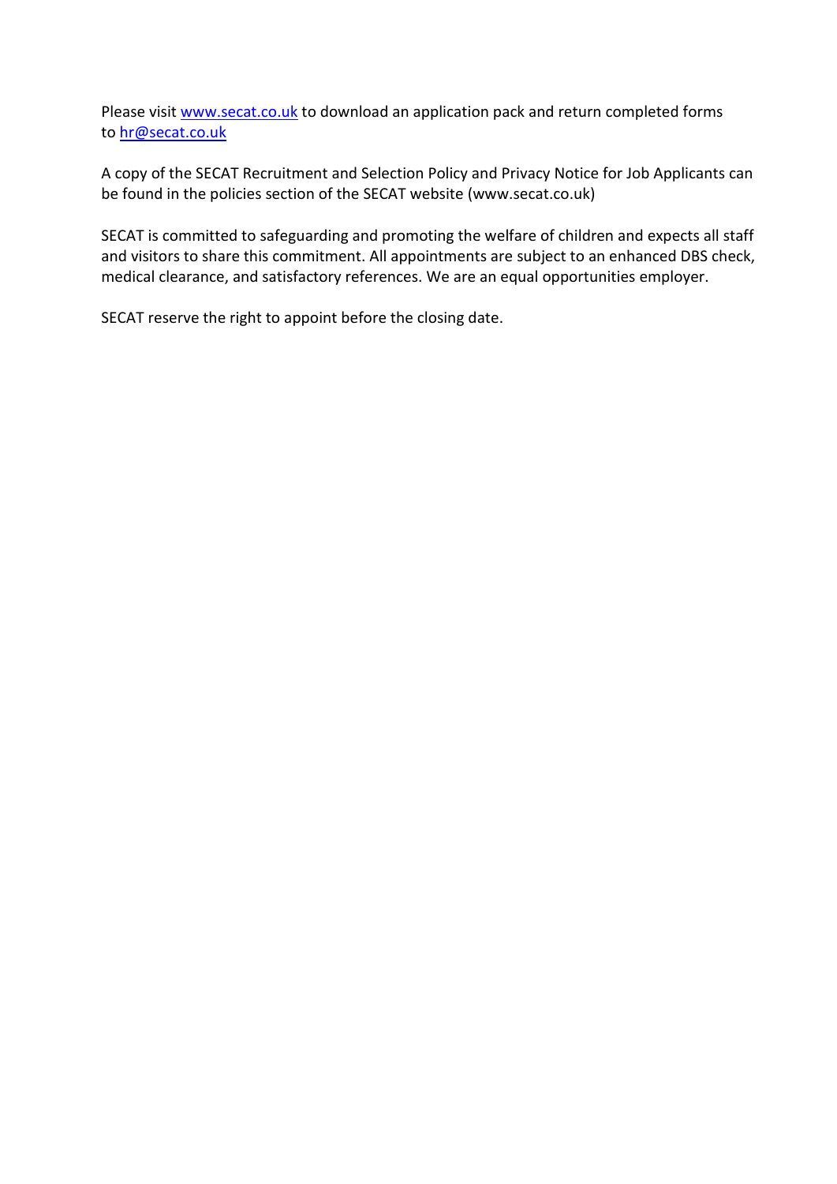Please visit www.secat.co.uk to download an application pack and return completed forms to hr@secat.co.uk

A copy of the SECAT Recruitment and Selection Policy and Privacy Notice for Job Applicants can be found in the policies section of the SECAT website (www.secat.co.uk)

SECAT is committed to safeguarding and promoting the welfare of children and expects all staff and visitors to share this commitment. All appointments are subject to an enhanced DBS check, medical clearance, and satisfactory references. We are an equal opportunities employer.

SECAT reserve the right to appoint before the closing date.